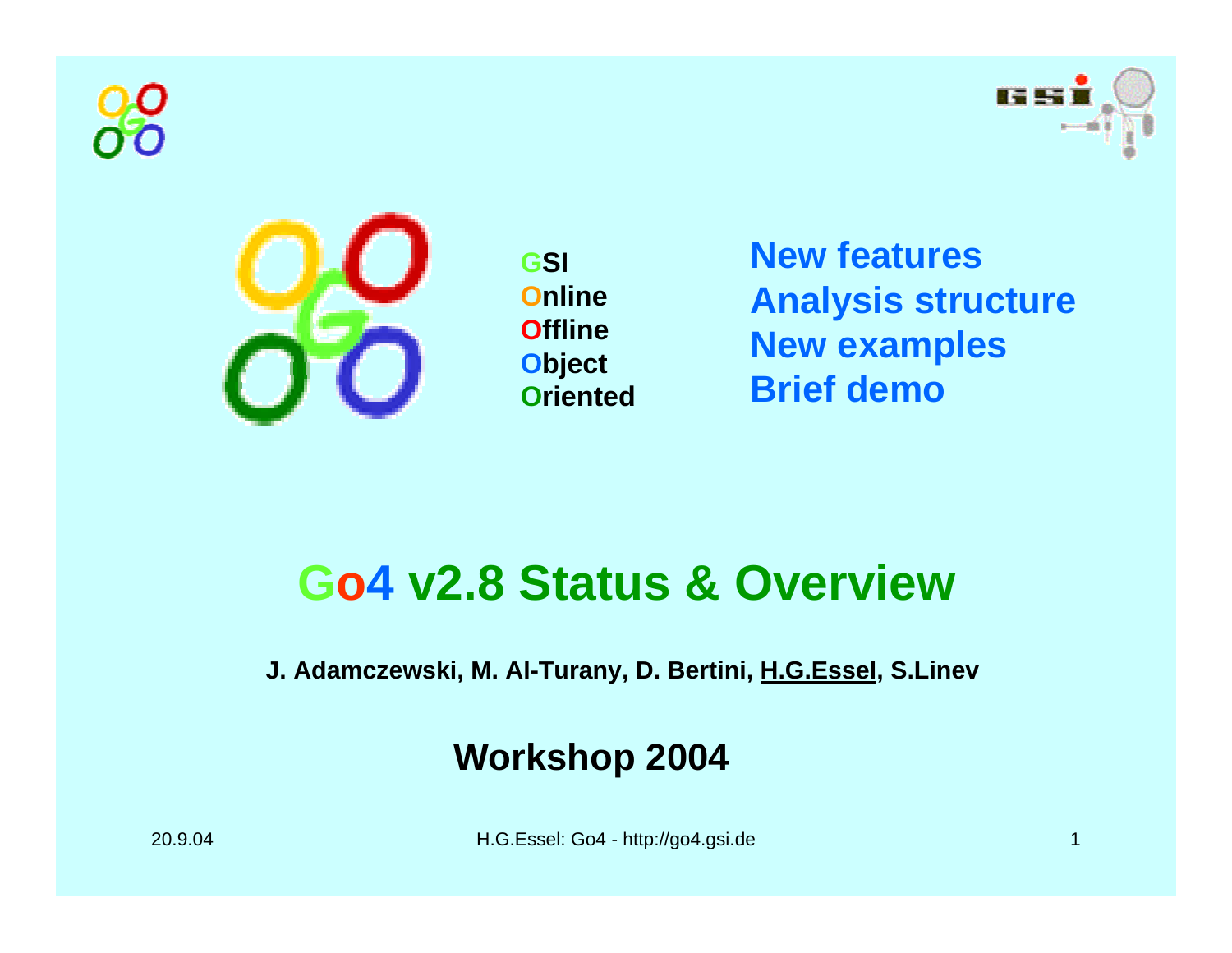**G**SI
**O**nline
**O**ffline
**O**bject
**O**riented

**New features**
**Analysis structure**
**New examples**
**Brief demo**

# Go4 v2.8 Status & Overview

**J. Adamczewski, M. Al-Turany, D. Bertini, H.G.Essel, S.Linev**

## Workshop 2004

20.9.04

H.G.Essel: Go4 - http://go4.gsi.de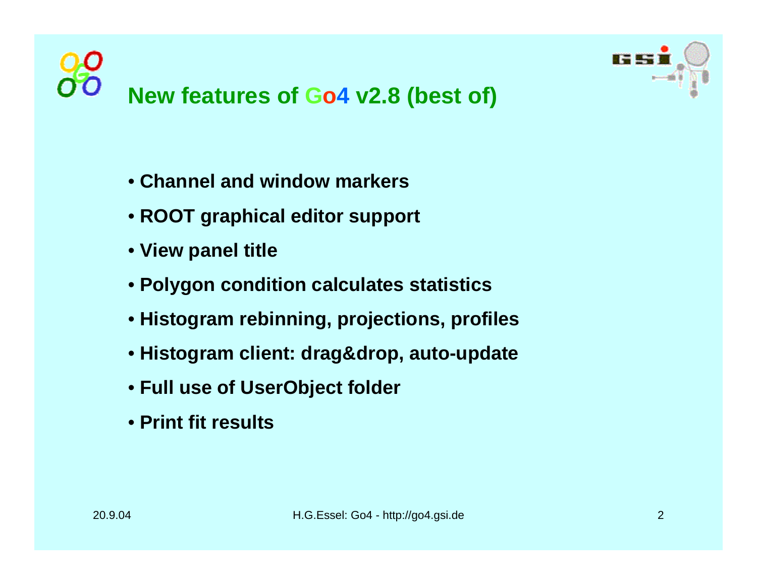## New features of Go4 v2.8 (best of)

- Channel and window markers
- ROOT graphical editor support
- View panel title
- Polygon condition calculates statistics
- Histogram rebinning, projections, profiles
- Histogram client: drag&drop, auto-update
- Full use of UserObject folder
- Print fit results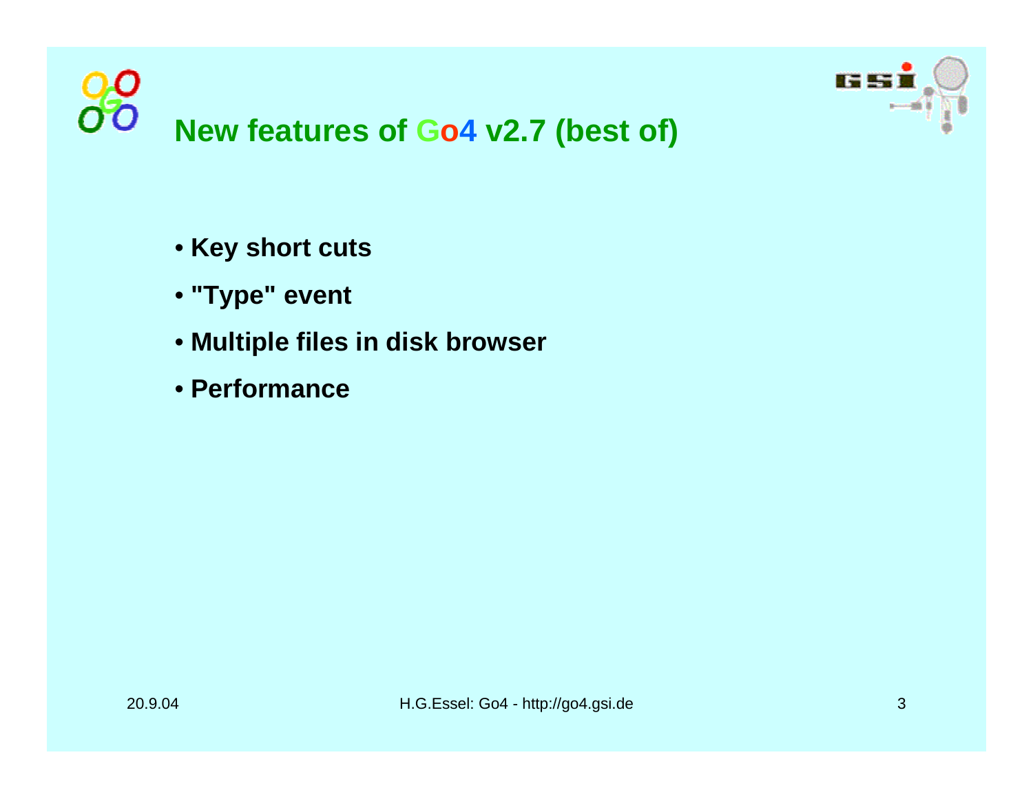# New features of Go4 v2.7 (best of)

- **Key short cuts**
- **"Type" event**
- **Multiple files in disk browser**
- **Performance**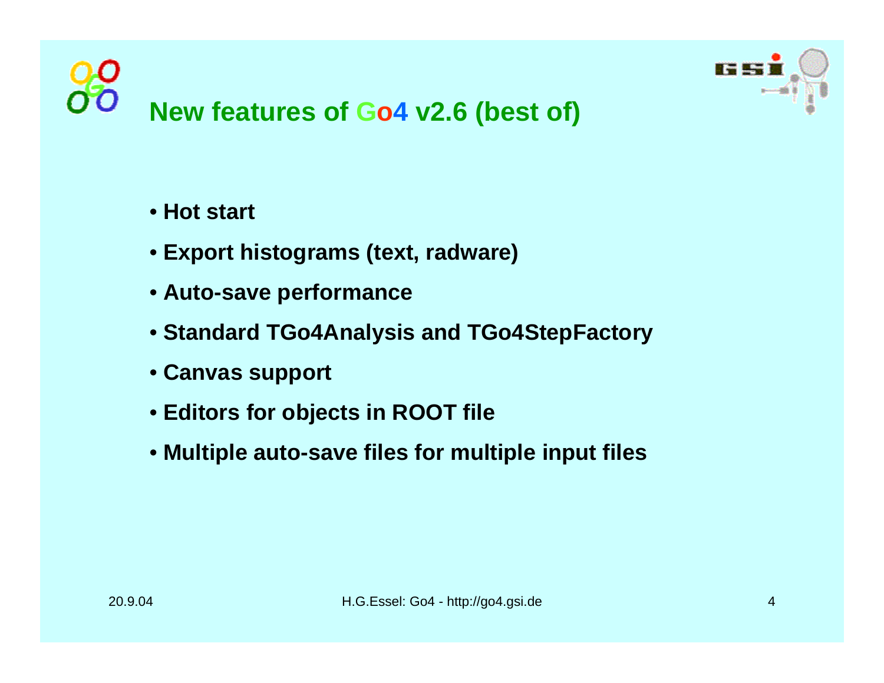# New features of Go4 v2.6 (best of)

- **Hot start**
- **Export histograms (text, radware)**
- **Auto-save performance**
- **Standard TGo4Analysis and TGo4StepFactory**
- **Canvas support**
- **Editors for objects in ROOT file**
- **Multiple auto-save files for multiple input files**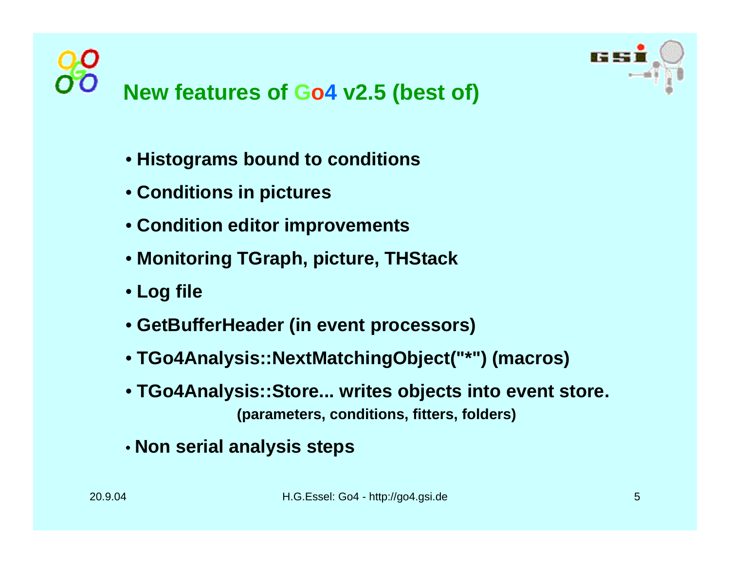# New features of Go4 v2.5 (best of)

- Histograms bound to conditions
- Conditions in pictures
- Condition editor improvements
- Monitoring TGraph, picture, THStack
- Log file
- GetBufferHeader (in event processors)
- TGo4Analysis::NextMatchingObject("*") (macros)
- TGo4Analysis::Store... writes objects into event store.
  (parameters, conditions, fitters, folders)
- Non serial analysis steps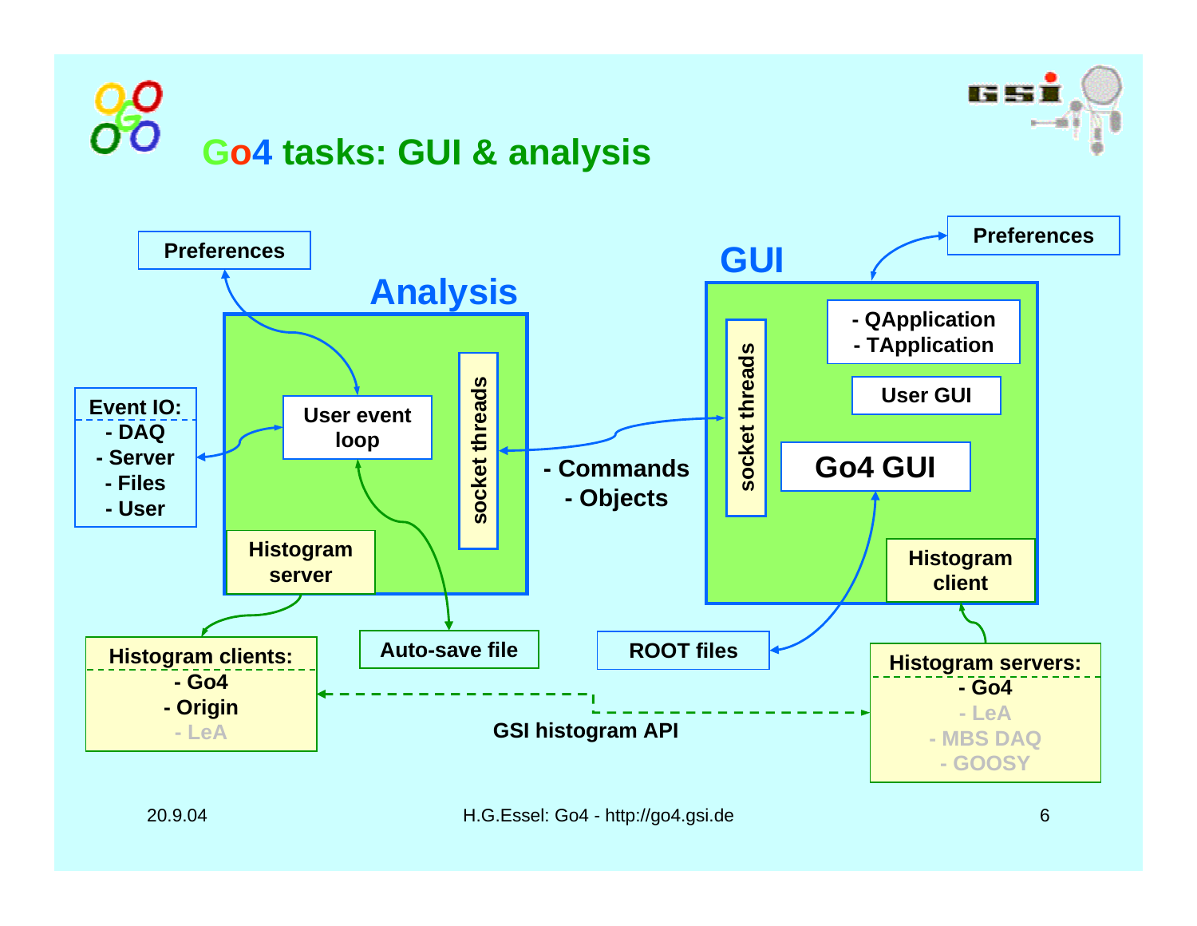# Go4 tasks: GUI & analysis

**Analysis**

- Preferences
- User event loop
- socket threads
- Histogram server

Event IO:
- DAQ
- Server
- Files
- User

Histogram clients:
- Go4
- Origin
- LeA

Auto-save file

- Commands
- Objects

**GUI**

- Preferences
- socket threads
- QApplication
- TApplication
- User GUI
- Go4 GUI
- Histogram client

ROOT files

Histogram servers:
- Go4
- LeA
- MBS DAQ
- GOOSY

GSI histogram API

20.9.04

H.G.Essel: Go4 - http://go4.gsi.de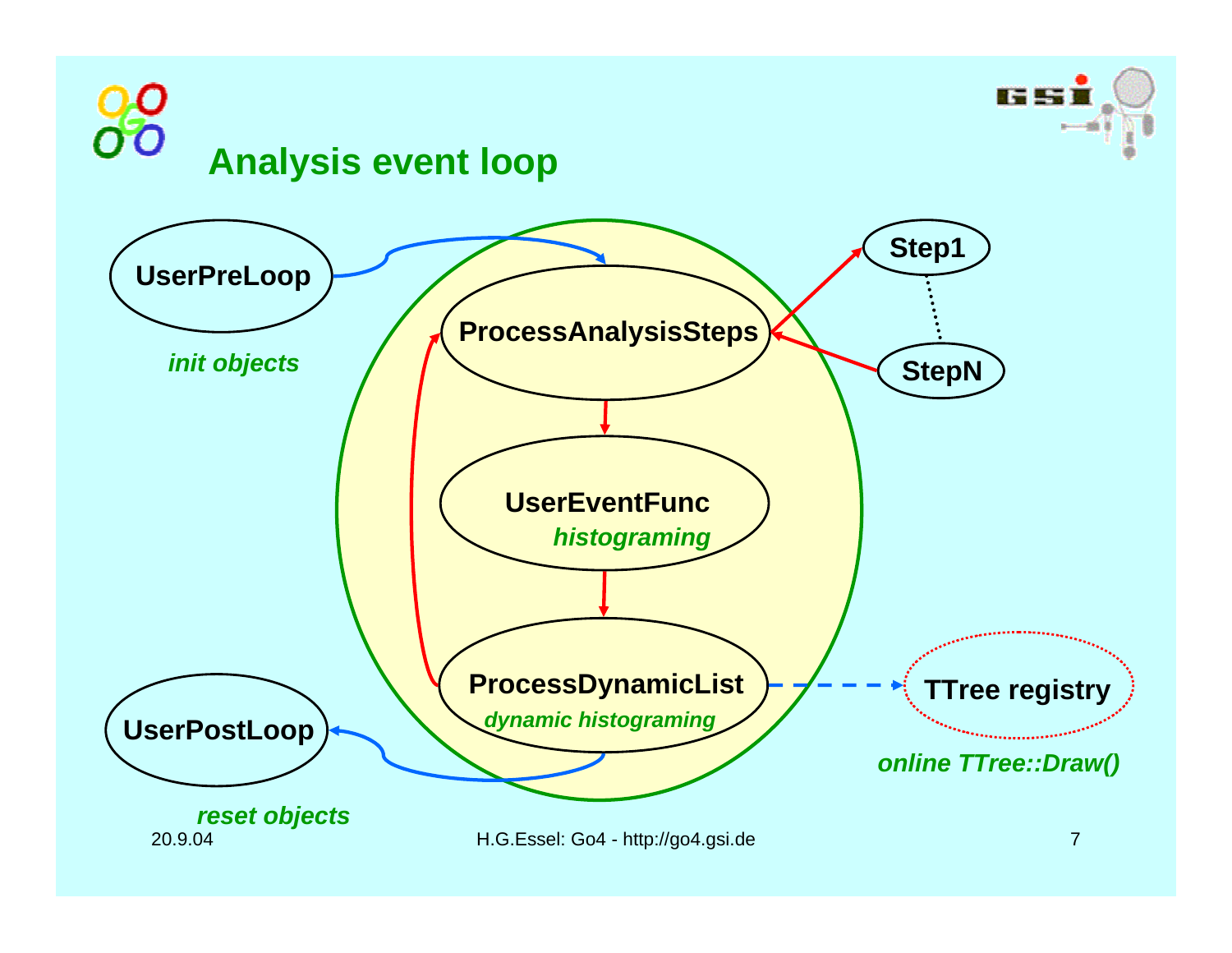# Analysis event loop

UserPreLoop

*init objects*

ProcessAnalysisSteps

Step1

StepN

UserEventFunc
*histograming*

ProcessDynamicList
*dynamic histograming*

TTree registry

*online TTree::Draw()*

UserPostLoop

*reset objects*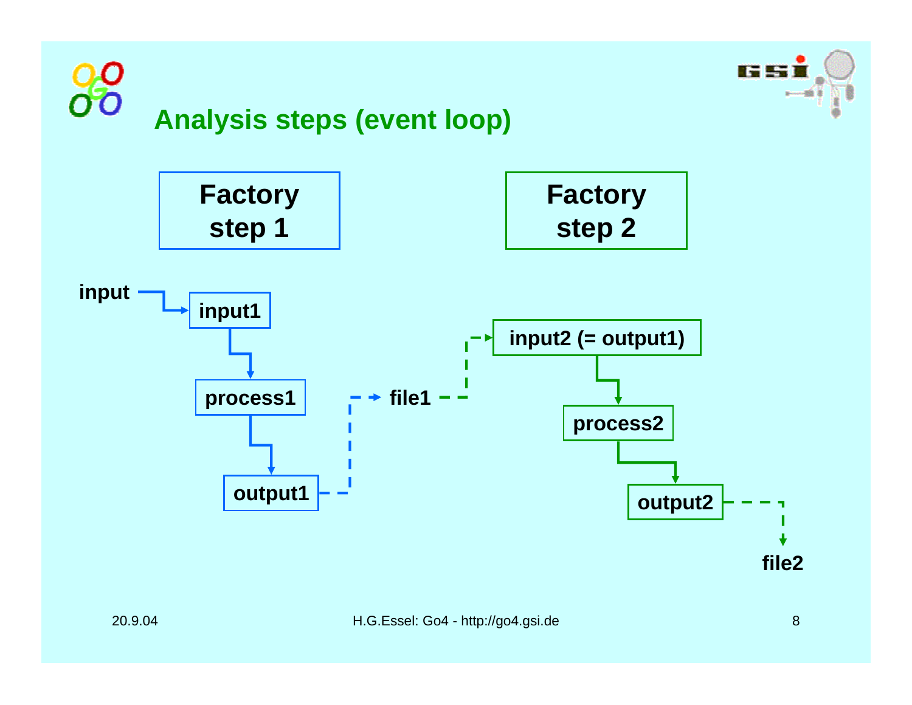# Analysis steps (event loop)

**Factory step 1**

**Factory step 2**

input → input1 → process1 → output1 → file1 → input2 (= output1) → process2 → output2 → file2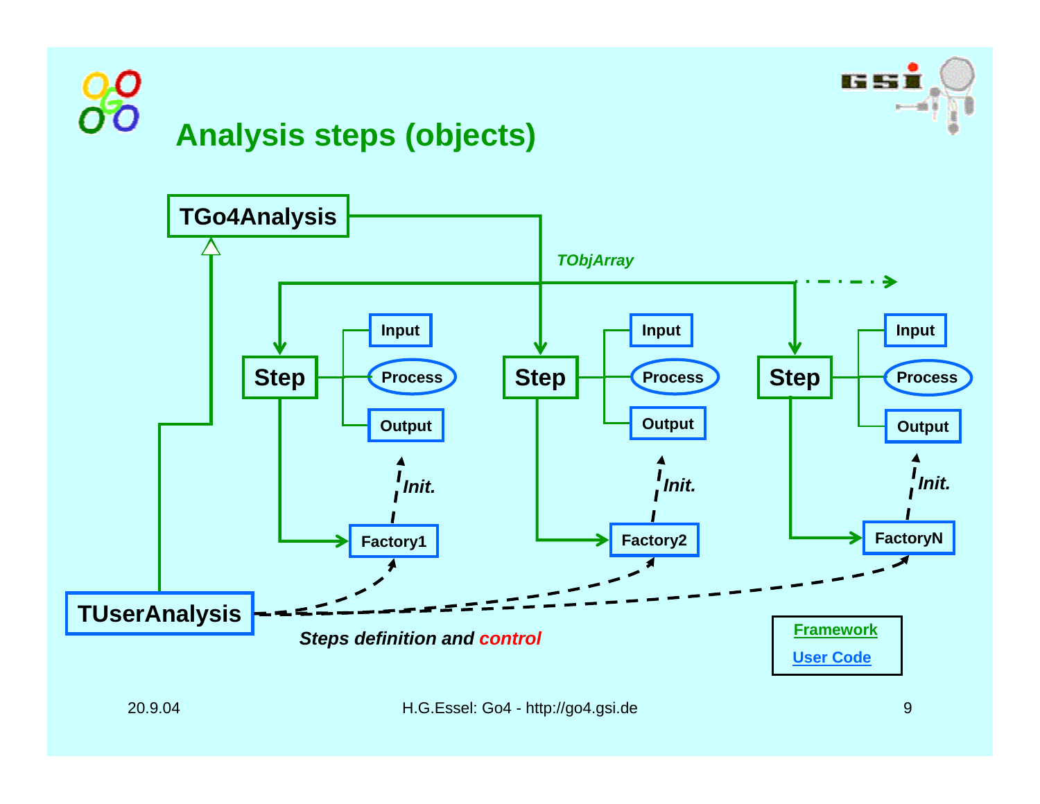# Analysis steps (objects)

TGo4Analysis

*TObjArray*

Step — Input, Process, Output

Step — Input, Process, Output

Step — Input, Process, Output

*Init.*

*Init.*

*Init.*

Factory1

Factory2

FactoryN

TUserAnalysis

***Steps definition and control***

Framework

User Code

20.9.04

H.G.Essel: Go4 - http://go4.gsi.de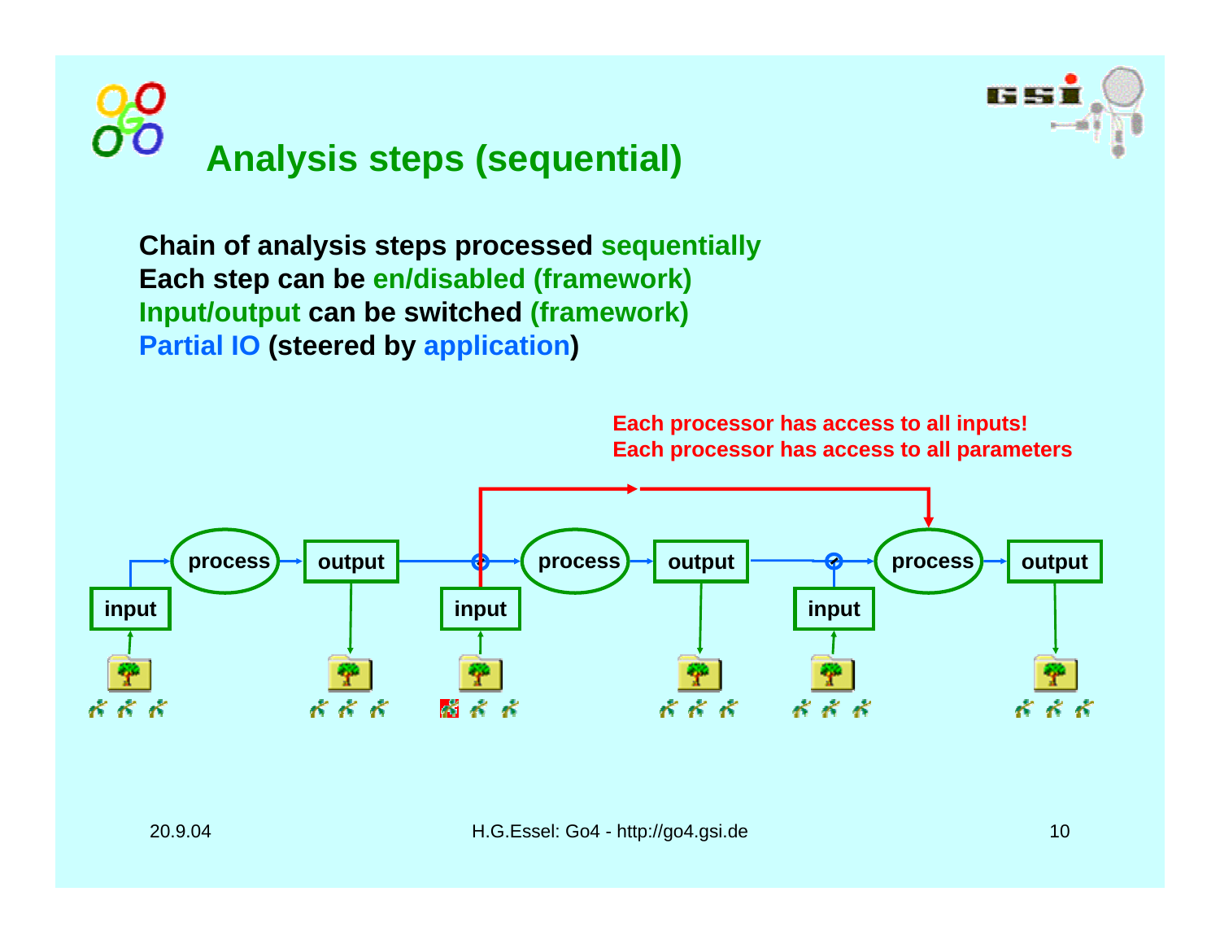# Analysis steps (sequential)

**Chain of analysis steps processed sequentially**
**Each step can be en/disabled (framework)**
**Input/output can be switched (framework)**
**Partial IO (steered by application)**

**Each processor has access to all inputs!**
**Each processor has access to all parameters**

process → output    process → output    process → output

input    input    input

20.9.04    H.G.Essel: Go4 - http://go4.gsi.de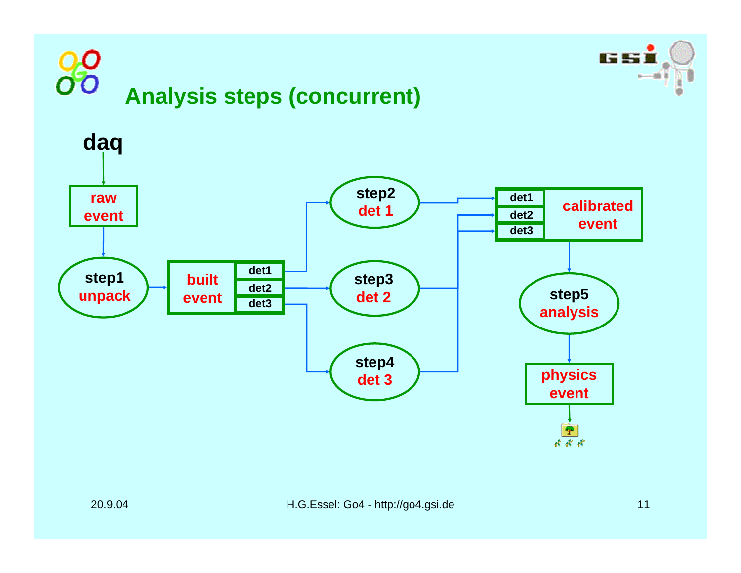# Analysis steps (concurrent)

daq

raw event

step1 unpack

built event: det1, det2, det3

step2 det 1

step3 det 2

step4 det 3

calibrated event: det1, det2, det3

step5 analysis

physics event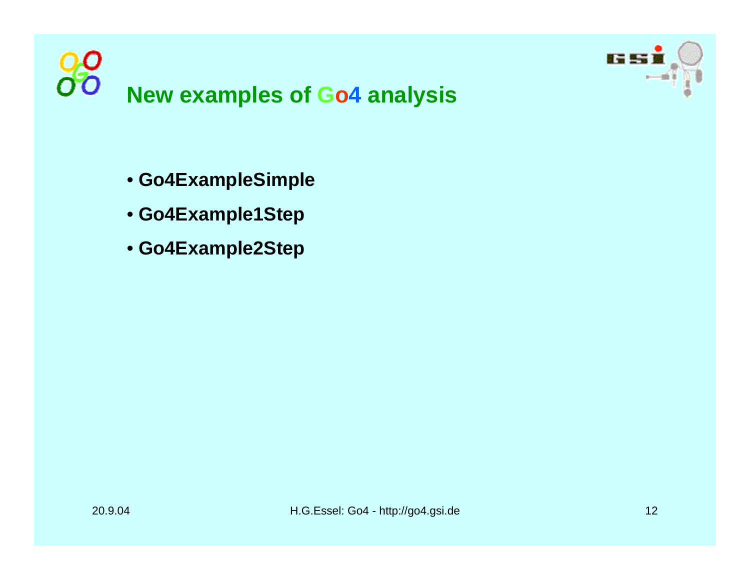# New examples of Go4 analysis

- **Go4ExampleSimple**
- **Go4Example1Step**
- **Go4Example2Step**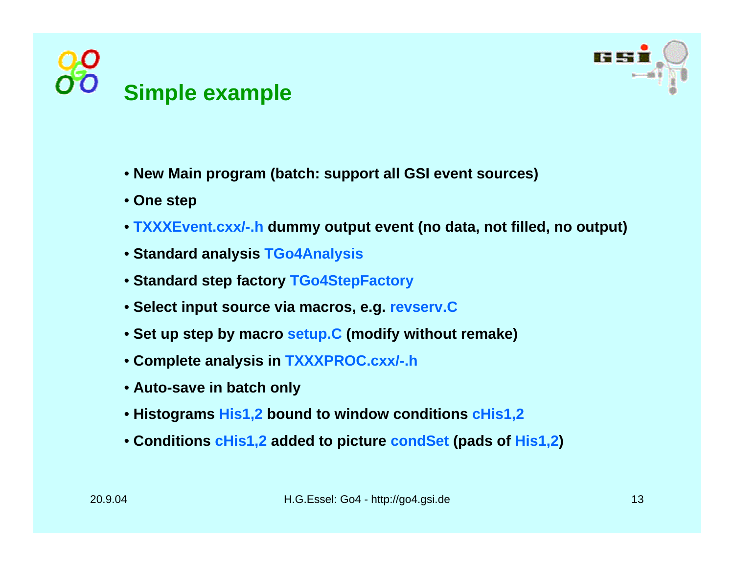# Simple example

- **New Main program (batch: support all GSI event sources)**
- **One step**
- **TXXXEvent.cxx/-.h dummy output event (no data, not filled, no output)**
- **Standard analysis TGo4Analysis**
- **Standard step factory TGo4StepFactory**
- **Select input source via macros, e.g. revserv.C**
- **Set up step by macro setup.C (modify without remake)**
- **Complete analysis in TXXXPROC.cxx/-.h**
- **Auto-save in batch only**
- **Histograms His1,2 bound to window conditions cHis1,2**
- **Conditions cHis1,2 added to picture condSet (pads of His1,2)**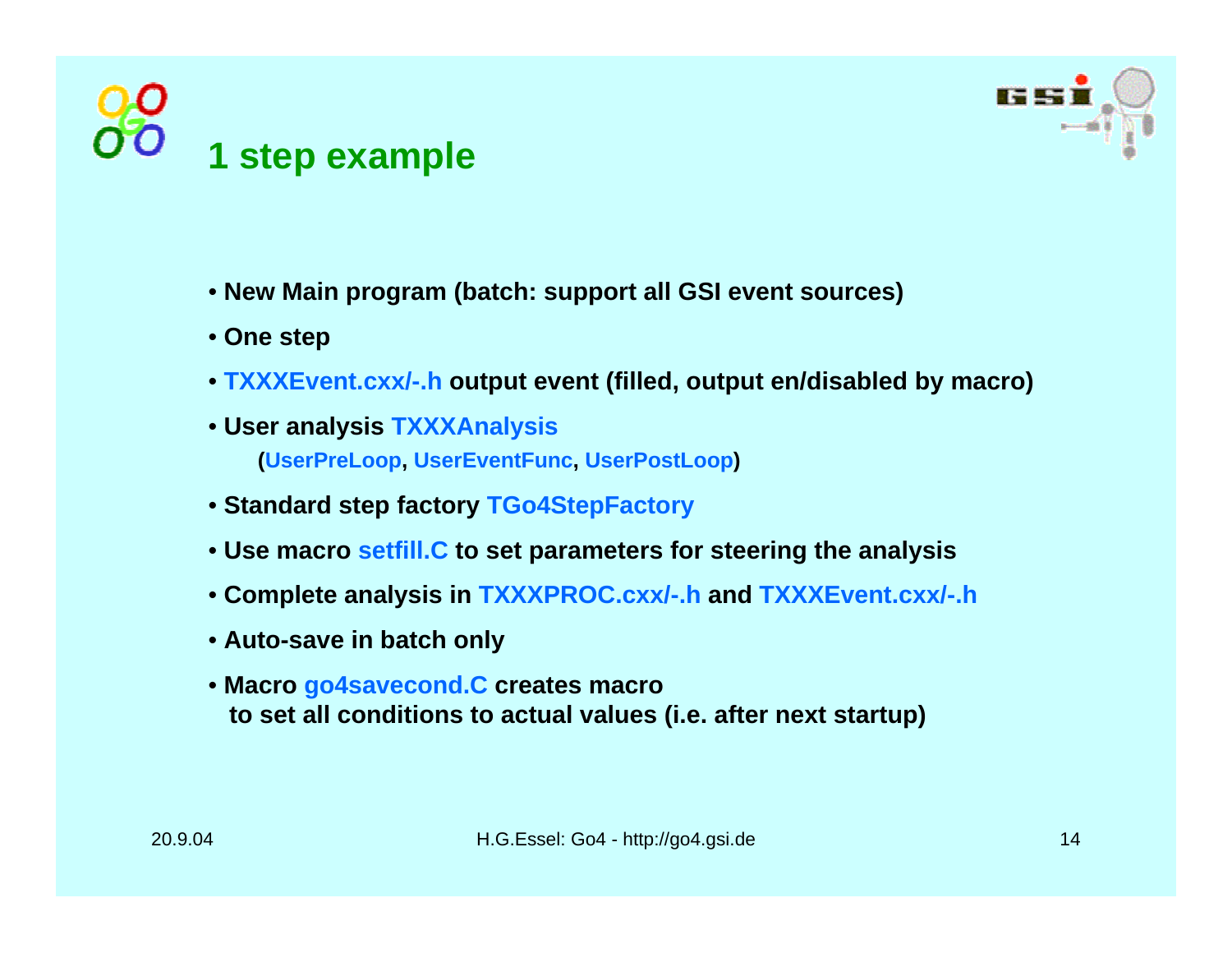# 1 step example

- **New Main program (batch: support all GSI event sources)**
- **One step**
- **TXXXEvent.cxx/-.h output event (filled, output en/disabled by macro)**
- **User analysis TXXXAnalysis**
  **(UserPreLoop, UserEventFunc, UserPostLoop)**
- **Standard step factory TGo4StepFactory**
- **Use macro setfill.C to set parameters for steering the analysis**
- **Complete analysis in TXXXPROC.cxx/-.h and TXXXEvent.cxx/-.h**
- **Auto-save in batch only**
- **Macro go4savecond.C creates macro**
  **to set all conditions to actual values (i.e. after next startup)**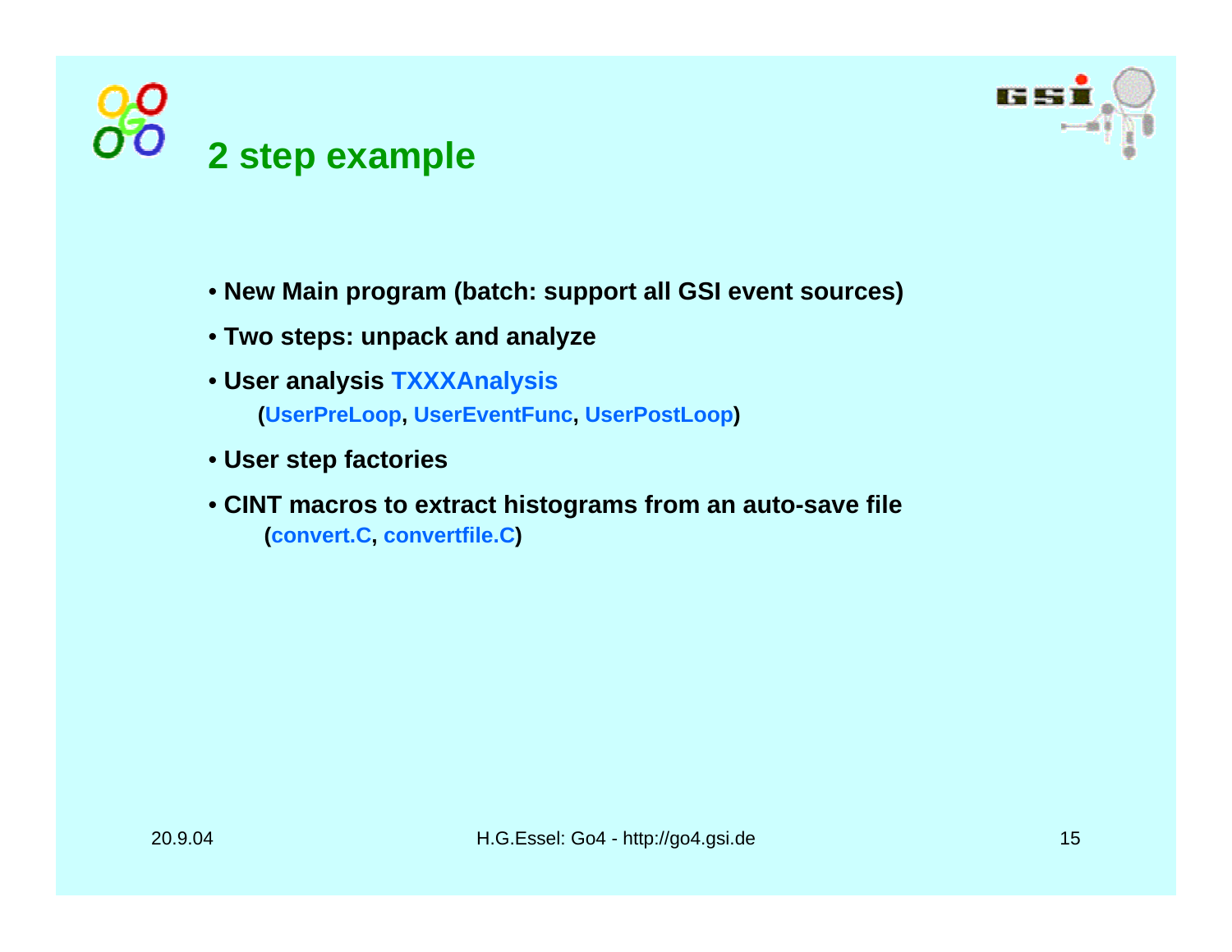# 2 step example

- **New Main program (batch: support all GSI event sources)**
- **Two steps: unpack and analyze**
- **User analysis TXXXAnalysis**
  **(UserPreLoop, UserEventFunc, UserPostLoop)**
- **User step factories**
- **CINT macros to extract histograms from an auto-save file**
  **(convert.C, convertfile.C)**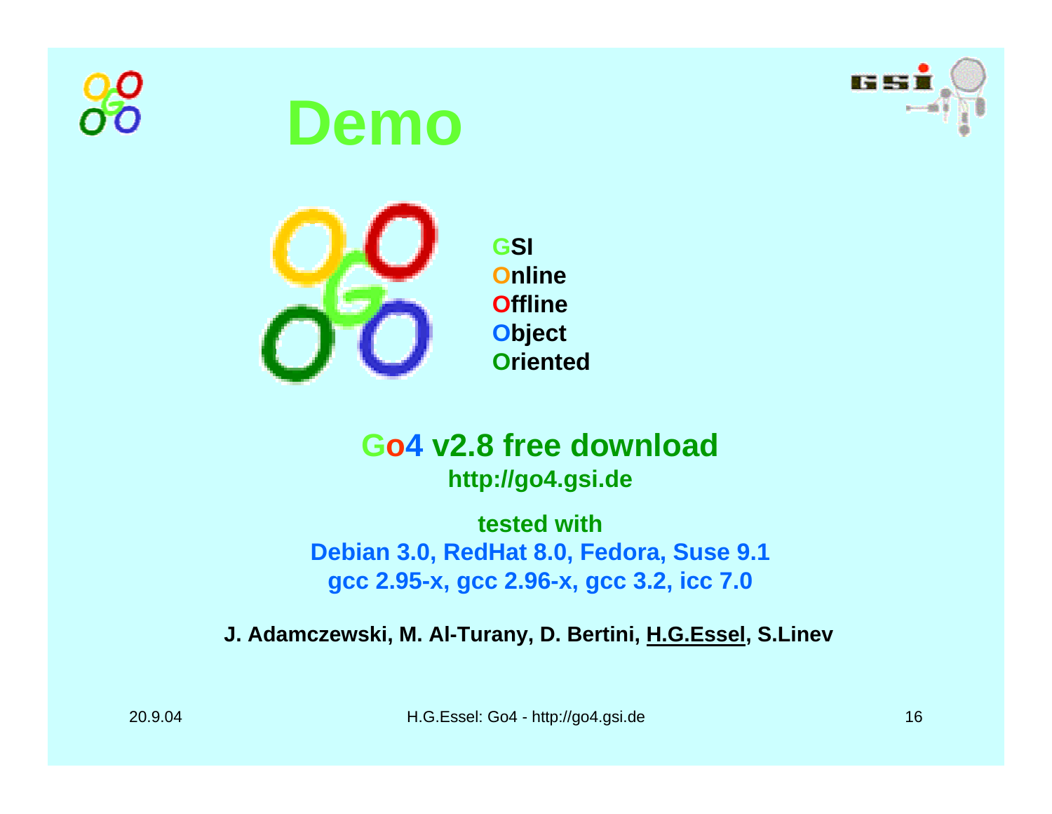# Demo

**G**SI
**O**nline
**O**ffline
**O**bject
**O**riented

## Go4 v2.8 free download

**http://go4.gsi.de**

**tested with**

**Debian 3.0, RedHat 8.0, Fedora, Suse 9.1**

**gcc 2.95-x, gcc 2.96-x, gcc 3.2, icc 7.0**

**J. Adamczewski, M. Al-Turany, D. Bertini, H.G.Essel, S.Linev**